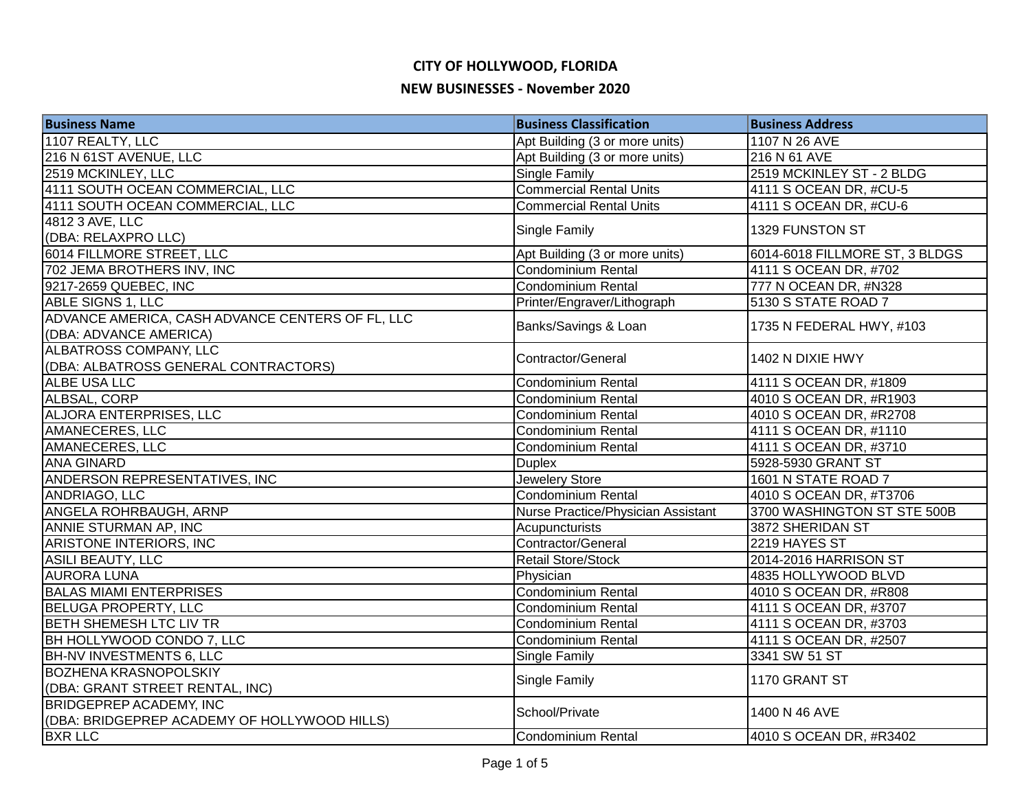# CITY OF HOLLYWOOD, FLORIDA

## NEW BUSINESSES - November 2020

| Business Name | Business Classification | Business Address |
|---|---|---|
| 1107 REALTY, LLC | Apt Building (3 or more units) | 1107 N 26 AVE |
| 216 N 61ST AVENUE, LLC | Apt Building (3 or more units) | 216 N 61 AVE |
| 2519 MCKINLEY, LLC | Single Family | 2519 MCKINLEY ST - 2 BLDG |
| 4111 SOUTH OCEAN COMMERCIAL, LLC | Commercial Rental Units | 4111 S OCEAN DR, #CU-5 |
| 4111 SOUTH OCEAN COMMERCIAL, LLC | Commercial Rental Units | 4111 S OCEAN DR, #CU-6 |
| 4812 3 AVE, LLC (DBA: RELAXPRO LLC) | Single Family | 1329 FUNSTON ST |
| 6014 FILLMORE STREET, LLC | Apt Building (3 or more units) | 6014-6018 FILLMORE ST, 3 BLDGS |
| 702 JEMA BROTHERS INV, INC | Condominium Rental | 4111 S OCEAN DR, #702 |
| 9217-2659 QUEBEC, INC | Condominium Rental | 777 N OCEAN DR, #N328 |
| ABLE SIGNS 1, LLC | Printer/Engraver/Lithograph | 5130 S STATE ROAD 7 |
| ADVANCE AMERICA, CASH ADVANCE CENTERS OF FL, LLC (DBA: ADVANCE AMERICA) | Banks/Savings & Loan | 1735 N FEDERAL HWY, #103 |
| ALBATROSS COMPANY, LLC (DBA: ALBATROSS GENERAL CONTRACTORS) | Contractor/General | 1402 N DIXIE HWY |
| ALBE USA LLC | Condominium Rental | 4111 S OCEAN DR, #1809 |
| ALBSAL, CORP | Condominium Rental | 4010 S OCEAN DR, #R1903 |
| ALJORA ENTERPRISES, LLC | Condominium Rental | 4010 S OCEAN DR, #R2708 |
| AMANECERES, LLC | Condominium Rental | 4111 S OCEAN DR, #1110 |
| AMANECERES, LLC | Condominium Rental | 4111 S OCEAN DR, #3710 |
| ANA GINARD | Duplex | 5928-5930 GRANT ST |
| ANDERSON REPRESENTATIVES, INC | Jewelery Store | 1601 N STATE ROAD 7 |
| ANDRIAGO, LLC | Condominium Rental | 4010 S OCEAN DR, #T3706 |
| ANGELA ROHRBAUGH, ARNP | Nurse Practice/Physician Assistant | 3700 WASHINGTON ST STE 500B |
| ANNIE STURMAN AP, INC | Acupuncturists | 3872 SHERIDAN ST |
| ARISTONE INTERIORS, INC | Contractor/General | 2219 HAYES ST |
| ASILI BEAUTY, LLC | Retail Store/Stock | 2014-2016 HARRISON ST |
| AURORA LUNA | Physician | 4835 HOLLYWOOD BLVD |
| BALAS MIAMI ENTERPRISES | Condominium Rental | 4010 S OCEAN DR, #R808 |
| BELUGA PROPERTY, LLC | Condominium Rental | 4111 S OCEAN DR, #3707 |
| BETH SHEMESH LTC LIV TR | Condominium Rental | 4111 S OCEAN DR, #3703 |
| BH HOLLYWOOD CONDO 7, LLC | Condominium Rental | 4111 S OCEAN DR, #2507 |
| BH-NV INVESTMENTS 6, LLC | Single Family | 3341 SW 51 ST |
| BOZHENA KRASNOPOLSKIY (DBA: GRANT STREET RENTAL, INC) | Single Family | 1170 GRANT ST |
| BRIDGEPREP ACADEMY, INC (DBA: BRIDGEPREP ACADEMY OF HOLLYWOOD HILLS) | School/Private | 1400 N 46 AVE |
| BXR LLC | Condominium Rental | 4010 S OCEAN DR, #R3402 |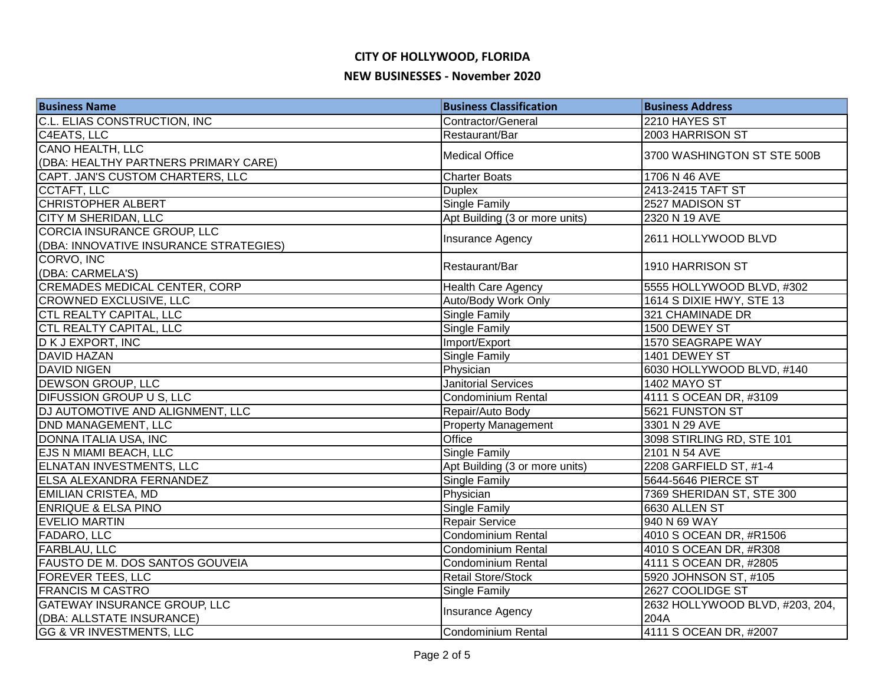# CITY OF HOLLYWOOD, FLORIDA

## NEW BUSINESSES - November 2020

| Business Name | Business Classification | Business Address |
|---|---|---|
| C.L. ELIAS CONSTRUCTION, INC | Contractor/General | 2210 HAYES ST |
| C4EATS, LLC | Restaurant/Bar | 2003 HARRISON ST |
| CANO HEALTH, LLC (DBA: HEALTHY PARTNERS PRIMARY CARE) | Medical Office | 3700 WASHINGTON ST STE 500B |
| CAPT. JAN'S CUSTOM CHARTERS, LLC | Charter Boats | 1706 N 46 AVE |
| CCTAFT, LLC | Duplex | 2413-2415 TAFT ST |
| CHRISTOPHER ALBERT | Single Family | 2527 MADISON ST |
| CITY M SHERIDAN, LLC | Apt Building (3 or more units) | 2320 N 19 AVE |
| CORCIA INSURANCE GROUP, LLC (DBA: INNOVATIVE INSURANCE STRATEGIES) | Insurance Agency | 2611 HOLLYWOOD BLVD |
| CORVO, INC (DBA: CARMELA'S) | Restaurant/Bar | 1910 HARRISON ST |
| CREMADES MEDICAL CENTER, CORP | Health Care Agency | 5555 HOLLYWOOD BLVD, #302 |
| CROWNED EXCLUSIVE, LLC | Auto/Body Work Only | 1614 S DIXIE HWY, STE 13 |
| CTL REALTY CAPITAL, LLC | Single Family | 321 CHAMINADE DR |
| CTL REALTY CAPITAL, LLC | Single Family | 1500 DEWEY ST |
| D K J EXPORT, INC | Import/Export | 1570 SEAGRAPE WAY |
| DAVID HAZAN | Single Family | 1401 DEWEY ST |
| DAVID NIGEN | Physician | 6030 HOLLYWOOD BLVD, #140 |
| DEWSON GROUP, LLC | Janitorial Services | 1402 MAYO ST |
| DIFUSSION GROUP U S, LLC | Condominium Rental | 4111 S OCEAN DR, #3109 |
| DJ AUTOMOTIVE AND ALIGNMENT, LLC | Repair/Auto Body | 5621 FUNSTON ST |
| DND MANAGEMENT, LLC | Property Management | 3301 N 29 AVE |
| DONNA ITALIA USA, INC | Office | 3098 STIRLING RD, STE 101 |
| EJS N MIAMI BEACH, LLC | Single Family | 2101 N 54 AVE |
| ELNATAN INVESTMENTS, LLC | Apt Building (3 or more units) | 2208 GARFIELD ST, #1-4 |
| ELSA ALEXANDRA FERNANDEZ | Single Family | 5644-5646 PIERCE ST |
| EMILIAN CRISTEA, MD | Physician | 7369 SHERIDAN ST, STE 300 |
| ENRIQUE & ELSA PINO | Single Family | 6630 ALLEN ST |
| EVELIO MARTIN | Repair Service | 940 N 69 WAY |
| FADARO, LLC | Condominium Rental | 4010 S OCEAN DR, #R1506 |
| FARBLAU, LLC | Condominium Rental | 4010 S OCEAN DR, #R308 |
| FAUSTO DE M. DOS SANTOS GOUVEIA | Condominium Rental | 4111 S OCEAN DR, #2805 |
| FOREVER TEES, LLC | Retail Store/Stock | 5920 JOHNSON ST, #105 |
| FRANCIS M CASTRO | Single Family | 2627 COOLIDGE ST |
| GATEWAY INSURANCE GROUP, LLC (DBA: ALLSTATE INSURANCE) | Insurance Agency | 2632 HOLLYWOOD BLVD, #203, 204, 204A |
| GG & VR INVESTMENTS, LLC | Condominium Rental | 4111 S OCEAN DR, #2007 |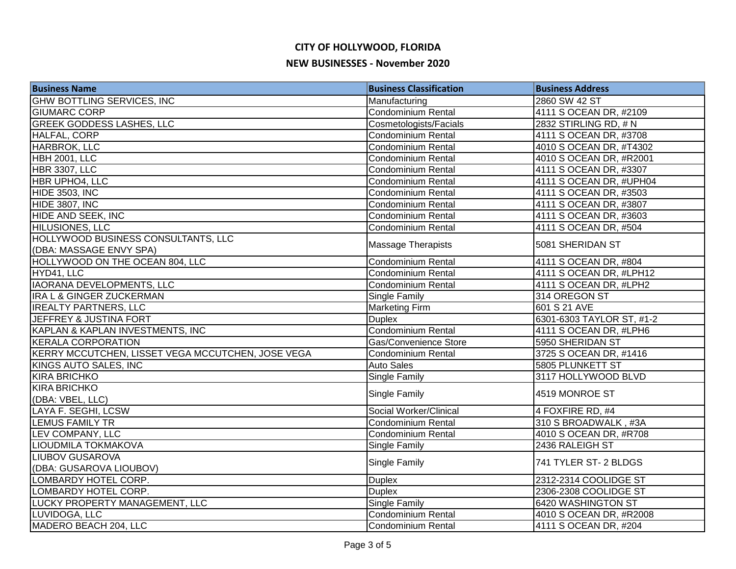# CITY OF HOLLYWOOD, FLORIDA

## NEW BUSINESSES - November 2020

| Business Name | Business Classification | Business Address |
|---|---|---|
| GHW BOTTLING SERVICES, INC | Manufacturing | 2860 SW 42 ST |
| GIUMARC CORP | Condominium Rental | 4111 S OCEAN DR, #2109 |
| GREEK GODDESS LASHES, LLC | Cosmetologists/Facials | 2832 STIRLING RD, # N |
| HALFAL, CORP | Condominium Rental | 4111 S OCEAN DR, #3708 |
| HARBROK, LLC | Condominium Rental | 4010 S OCEAN DR, #T4302 |
| HBH 2001, LLC | Condominium Rental | 4010 S OCEAN DR, #R2001 |
| HBR 3307, LLC | Condominium Rental | 4111 S OCEAN DR, #3307 |
| HBR UPHO4, LLC | Condominium Rental | 4111 S OCEAN DR, #UPH04 |
| HIDE 3503, INC | Condominium Rental | 4111 S OCEAN DR, #3503 |
| HIDE 3807, INC | Condominium Rental | 4111 S OCEAN DR, #3807 |
| HIDE AND SEEK, INC | Condominium Rental | 4111 S OCEAN DR, #3603 |
| HILUSIONES, LLC | Condominium Rental | 4111 S OCEAN DR, #504 |
| HOLLYWOOD BUSINESS CONSULTANTS, LLC (DBA: MASSAGE ENVY SPA) | Massage Therapists | 5081 SHERIDAN ST |
| HOLLYWOOD ON THE OCEAN 804, LLC | Condominium Rental | 4111 S OCEAN DR, #804 |
| HYD41, LLC | Condominium Rental | 4111 S OCEAN DR, #LPH12 |
| IAORANA DEVELOPMENTS, LLC | Condominium Rental | 4111 S OCEAN DR, #LPH2 |
| IRA L & GINGER ZUCKERMAN | Single Family | 314 OREGON ST |
| IREALTY PARTNERS, LLC | Marketing Firm | 601 S 21 AVE |
| JEFFREY & JUSTINA FORT | Duplex | 6301-6303 TAYLOR ST, #1-2 |
| KAPLAN & KAPLAN INVESTMENTS, INC | Condominium Rental | 4111 S OCEAN DR, #LPH6 |
| KERALA CORPORATION | Gas/Convenience Store | 5950 SHERIDAN ST |
| KERRY MCCUTCHEN, LISSET VEGA MCCUTCHEN, JOSE VEGA | Condominium Rental | 3725 S OCEAN DR, #1416 |
| KINGS AUTO SALES, INC | Auto Sales | 5805 PLUNKETT ST |
| KIRA BRICHKO | Single Family | 3117 HOLLYWOOD BLVD |
| KIRA BRICHKO (DBA: VBEL, LLC) | Single Family | 4519 MONROE ST |
| LAYA F. SEGHI, LCSW | Social Worker/Clinical | 4 FOXFIRE RD, #4 |
| LEMUS FAMILY TR | Condominium Rental | 310 S BROADWALK , #3A |
| LEV COMPANY, LLC | Condominium Rental | 4010 S OCEAN DR, #R708 |
| LIOUDMILA TOKMAKOVA | Single Family | 2436 RALEIGH ST |
| LIUBOV GUSAROVA (DBA: GUSAROVA LIOUBOV) | Single Family | 741 TYLER ST- 2 BLDGS |
| LOMBARDY HOTEL CORP. | Duplex | 2312-2314 COOLIDGE ST |
| LOMBARDY HOTEL CORP. | Duplex | 2306-2308 COOLIDGE ST |
| LUCKY PROPERTY MANAGEMENT, LLC | Single Family | 6420 WASHINGTON ST |
| LUVIDOGA, LLC | Condominium Rental | 4010 S OCEAN DR, #R2008 |
| MADERO BEACH 204, LLC | Condominium Rental | 4111 S OCEAN DR, #204 |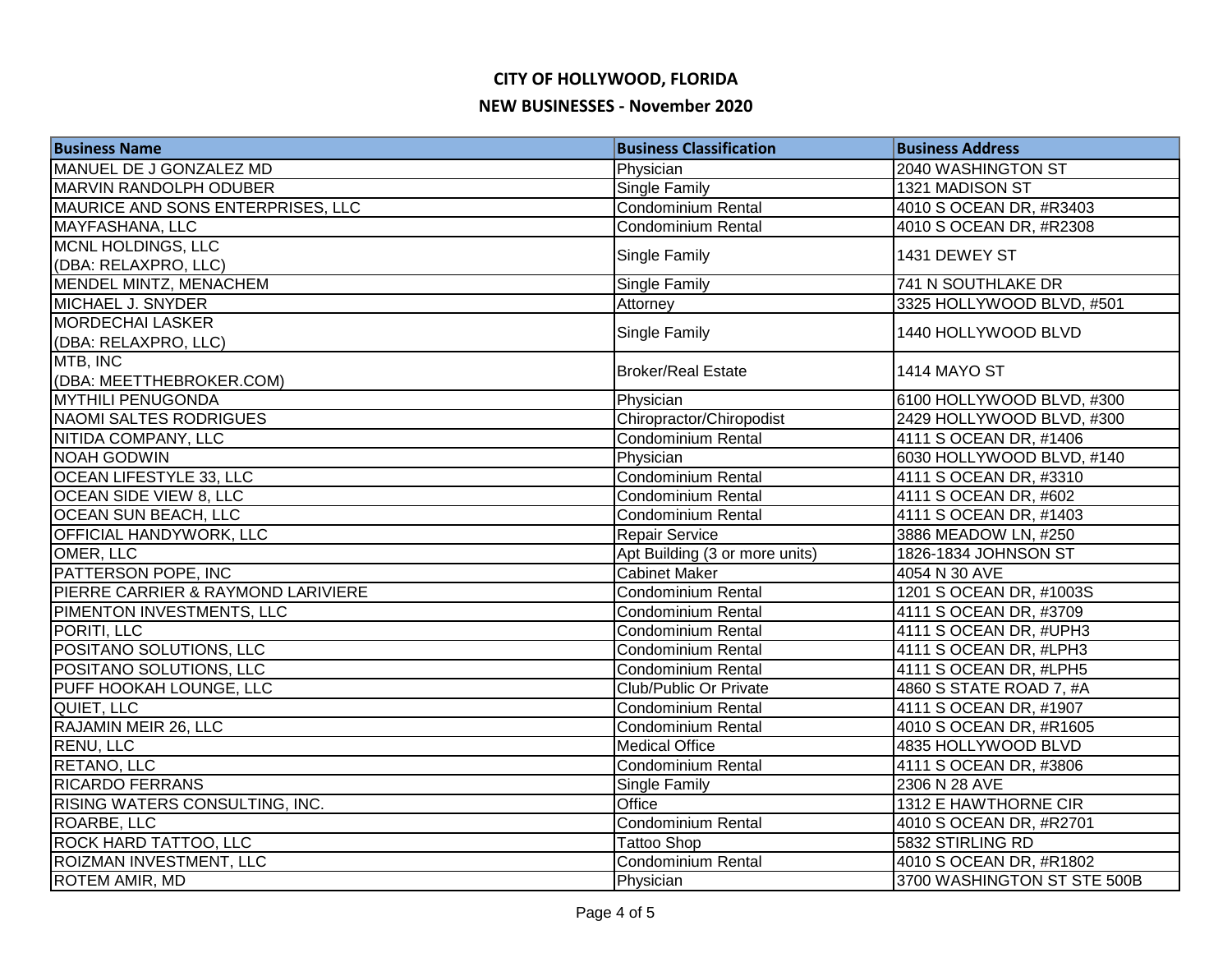# CITY OF HOLLYWOOD, FLORIDA

## NEW BUSINESSES - November 2020

| Business Name | Business Classification | Business Address |
|---|---|---|
| MANUEL DE J GONZALEZ MD | Physician | 2040 WASHINGTON ST |
| MARVIN RANDOLPH ODUBER | Single Family | 1321 MADISON ST |
| MAURICE AND SONS ENTERPRISES, LLC | Condominium Rental | 4010 S OCEAN DR, #R3403 |
| MAYFASHANA, LLC | Condominium Rental | 4010 S OCEAN DR, #R2308 |
| MCNL HOLDINGS, LLC (DBA: RELAXPRO, LLC) | Single Family | 1431 DEWEY ST |
| MENDEL MINTZ, MENACHEM | Single Family | 741 N SOUTHLAKE DR |
| MICHAEL J. SNYDER | Attorney | 3325 HOLLYWOOD BLVD, #501 |
| MORDECHAI LASKER (DBA: RELAXPRO, LLC) | Single Family | 1440 HOLLYWOOD BLVD |
| MTB, INC (DBA: MEETTHEBROKER.COM) | Broker/Real Estate | 1414 MAYO ST |
| MYTHILI PENUGONDA | Physician | 6100 HOLLYWOOD BLVD, #300 |
| NAOMI SALTES RODRIGUES | Chiropractor/Chiropodist | 2429 HOLLYWOOD BLVD, #300 |
| NITIDA COMPANY, LLC | Condominium Rental | 4111 S OCEAN DR, #1406 |
| NOAH GODWIN | Physician | 6030 HOLLYWOOD BLVD, #140 |
| OCEAN LIFESTYLE 33, LLC | Condominium Rental | 4111 S OCEAN DR, #3310 |
| OCEAN SIDE VIEW 8, LLC | Condominium Rental | 4111 S OCEAN DR, #602 |
| OCEAN SUN BEACH, LLC | Condominium Rental | 4111 S OCEAN DR, #1403 |
| OFFICIAL HANDYWORK, LLC | Repair Service | 3886 MEADOW LN, #250 |
| OMER, LLC | Apt Building (3 or more units) | 1826-1834 JOHNSON ST |
| PATTERSON POPE, INC | Cabinet Maker | 4054 N 30 AVE |
| PIERRE CARRIER & RAYMOND LARIVIERE | Condominium Rental | 1201 S OCEAN DR, #1003S |
| PIMENTON INVESTMENTS, LLC | Condominium Rental | 4111 S OCEAN DR, #3709 |
| PORITI, LLC | Condominium Rental | 4111 S OCEAN DR, #UPH3 |
| POSITANO SOLUTIONS, LLC | Condominium Rental | 4111 S OCEAN DR, #LPH3 |
| POSITANO SOLUTIONS, LLC | Condominium Rental | 4111 S OCEAN DR, #LPH5 |
| PUFF HOOKAH LOUNGE, LLC | Club/Public Or Private | 4860 S STATE ROAD 7, #A |
| QUIET, LLC | Condominium Rental | 4111 S OCEAN DR, #1907 |
| RAJAMIN MEIR 26, LLC | Condominium Rental | 4010 S OCEAN DR, #R1605 |
| RENU, LLC | Medical Office | 4835 HOLLYWOOD BLVD |
| RETANO, LLC | Condominium Rental | 4111 S OCEAN DR, #3806 |
| RICARDO FERRANS | Single Family | 2306 N 28 AVE |
| RISING WATERS CONSULTING, INC. | Office | 1312 E HAWTHORNE CIR |
| ROARBE, LLC | Condominium Rental | 4010 S OCEAN DR, #R2701 |
| ROCK HARD TATTOO, LLC | Tattoo Shop | 5832 STIRLING RD |
| ROIZMAN INVESTMENT, LLC | Condominium Rental | 4010 S OCEAN DR, #R1802 |
| ROTEM AMIR, MD | Physician | 3700 WASHINGTON ST STE 500B |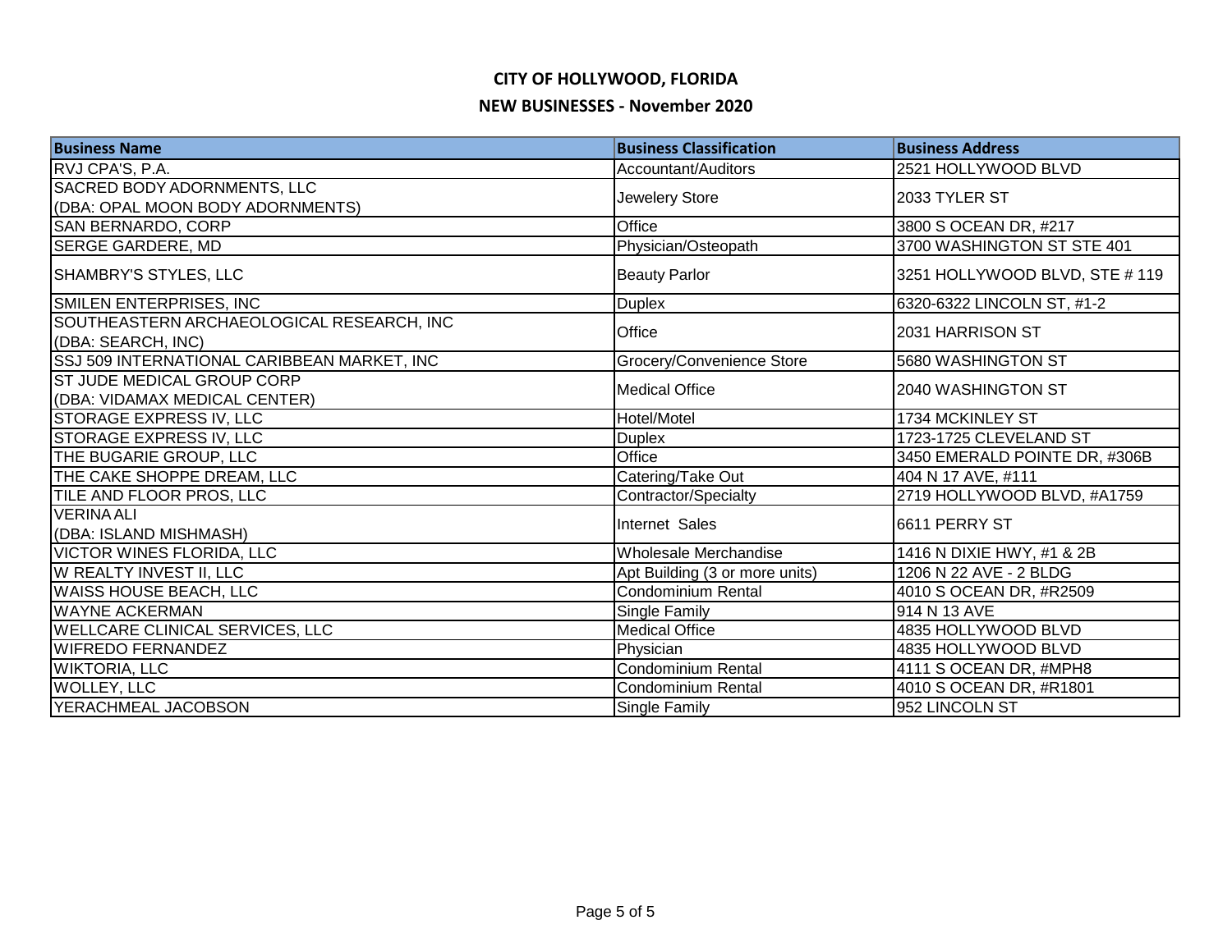**CITY OF HOLLYWOOD, FLORIDA**

**NEW BUSINESSES - November 2020**

| Business Name | Business Classification | Business Address |
|---|---|---|
| RVJ CPA'S, P.A. | Accountant/Auditors | 2521 HOLLYWOOD BLVD |
| SACRED BODY ADORNMENTS, LLC (DBA: OPAL MOON BODY ADORNMENTS) | Jewelery Store | 2033 TYLER ST |
| SAN BERNARDO, CORP | Office | 3800 S OCEAN DR, #217 |
| SERGE GARDERE, MD | Physician/Osteopath | 3700 WASHINGTON ST STE 401 |
| SHAMBRY'S STYLES, LLC | Beauty Parlor | 3251 HOLLYWOOD BLVD, STE # 119 |
| SMILEN ENTERPRISES, INC | Duplex | 6320-6322 LINCOLN ST, #1-2 |
| SOUTHEASTERN ARCHAEOLOGICAL RESEARCH, INC (DBA: SEARCH, INC) | Office | 2031 HARRISON ST |
| SSJ 509 INTERNATIONAL CARIBBEAN MARKET, INC | Grocery/Convenience Store | 5680 WASHINGTON ST |
| ST JUDE MEDICAL GROUP CORP (DBA: VIDAMAX MEDICAL CENTER) | Medical Office | 2040 WASHINGTON ST |
| STORAGE EXPRESS IV, LLC | Hotel/Motel | 1734 MCKINLEY ST |
| STORAGE EXPRESS IV, LLC | Duplex | 1723-1725 CLEVELAND ST |
| THE BUGARIE GROUP, LLC | Office | 3450 EMERALD POINTE DR, #306B |
| THE CAKE SHOPPE DREAM, LLC | Catering/Take Out | 404 N 17 AVE, #111 |
| TILE AND FLOOR PROS, LLC | Contractor/Specialty | 2719 HOLLYWOOD BLVD, #A1759 |
| VERINA ALI (DBA: ISLAND MISHMASH) | Internet Sales | 6611 PERRY ST |
| VICTOR WINES FLORIDA, LLC | Wholesale Merchandise | 1416 N DIXIE HWY, #1 & 2B |
| W REALTY INVEST II, LLC | Apt Building (3 or more units) | 1206 N 22 AVE - 2 BLDG |
| WAISS HOUSE BEACH, LLC | Condominium Rental | 4010 S OCEAN DR, #R2509 |
| WAYNE ACKERMAN | Single Family | 914 N 13 AVE |
| WELLCARE CLINICAL SERVICES, LLC | Medical Office | 4835 HOLLYWOOD BLVD |
| WIFREDO FERNANDEZ | Physician | 4835 HOLLYWOOD BLVD |
| WIKTORIA, LLC | Condominium Rental | 4111 S OCEAN DR, #MPH8 |
| WOLLEY, LLC | Condominium Rental | 4010 S OCEAN DR, #R1801 |
| YERACHMEAL JACOBSON | Single Family | 952 LINCOLN ST |